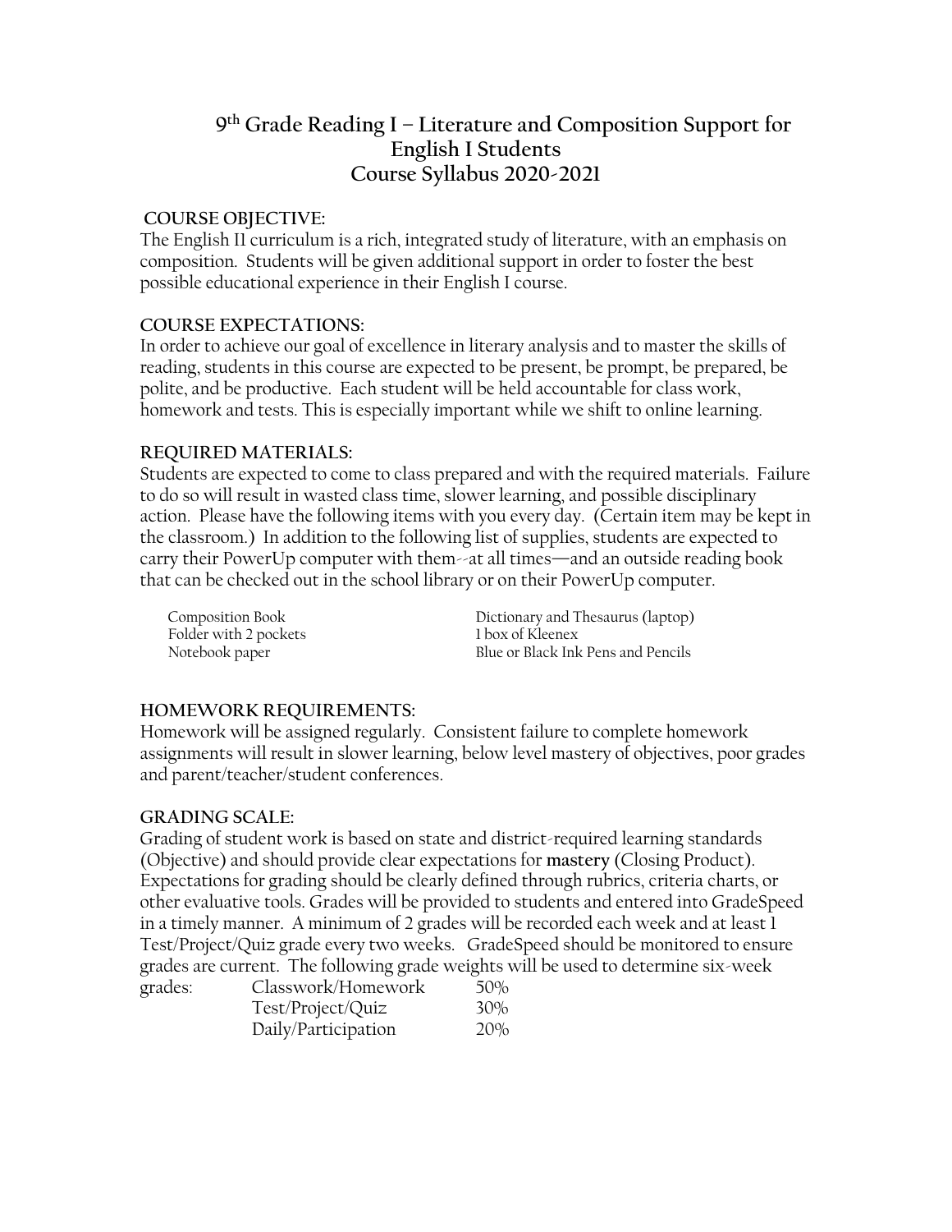# 9th Grade Reading I – Literature and Composition Support for English I Students
## Course Syllabus 2020-2021

**COURSE OBJECTIVE:**

The English I1 curriculum is a rich, integrated study of literature, with an emphasis on composition. Students will be given additional support in order to foster the best possible educational experience in their English I course.

**COURSE EXPECTATIONS:**

In order to achieve our goal of excellence in literary analysis and to master the skills of reading, students in this course are expected to be present, be prompt, be prepared, be polite, and be productive. Each student will be held accountable for class work, homework and tests. This is especially important while we shift to online learning.

**REQUIRED MATERIALS:**

Students are expected to come to class prepared and with the required materials. Failure to do so will result in wasted class time, slower learning, and possible disciplinary action. Please have the following items with you every day. (Certain item may be kept in the classroom.) In addition to the following list of supplies, students are expected to carry their PowerUp computer with them--at all times—and an outside reading book that can be checked out in the school library or on their PowerUp computer.

- Composition Book
- Folder with 2 pockets
- Notebook paper
- Dictionary and Thesaurus (laptop)
- 1 box of Kleenex
- Blue or Black Ink Pens and Pencils

**HOMEWORK REQUIREMENTS:**

Homework will be assigned regularly. Consistent failure to complete homework assignments will result in slower learning, below level mastery of objectives, poor grades and parent/teacher/student conferences.

**GRADING SCALE:**

Grading of student work is based on state and district-required learning standards (Objective) and should provide clear expectations for **mastery** (Closing Product). Expectations for grading should be clearly defined through rubrics, criteria charts, or other evaluative tools. Grades will be provided to students and entered into GradeSpeed in a timely manner. A minimum of 2 grades will be recorded each week and at least 1 Test/Project/Quiz grade every two weeks. GradeSpeed should be monitored to ensure grades are current. The following grade weights will be used to determine six-week grades:

| | |
|---|---|
| Classwork/Homework | 50% |
| Test/Project/Quiz | 30% |
| Daily/Participation | 20% |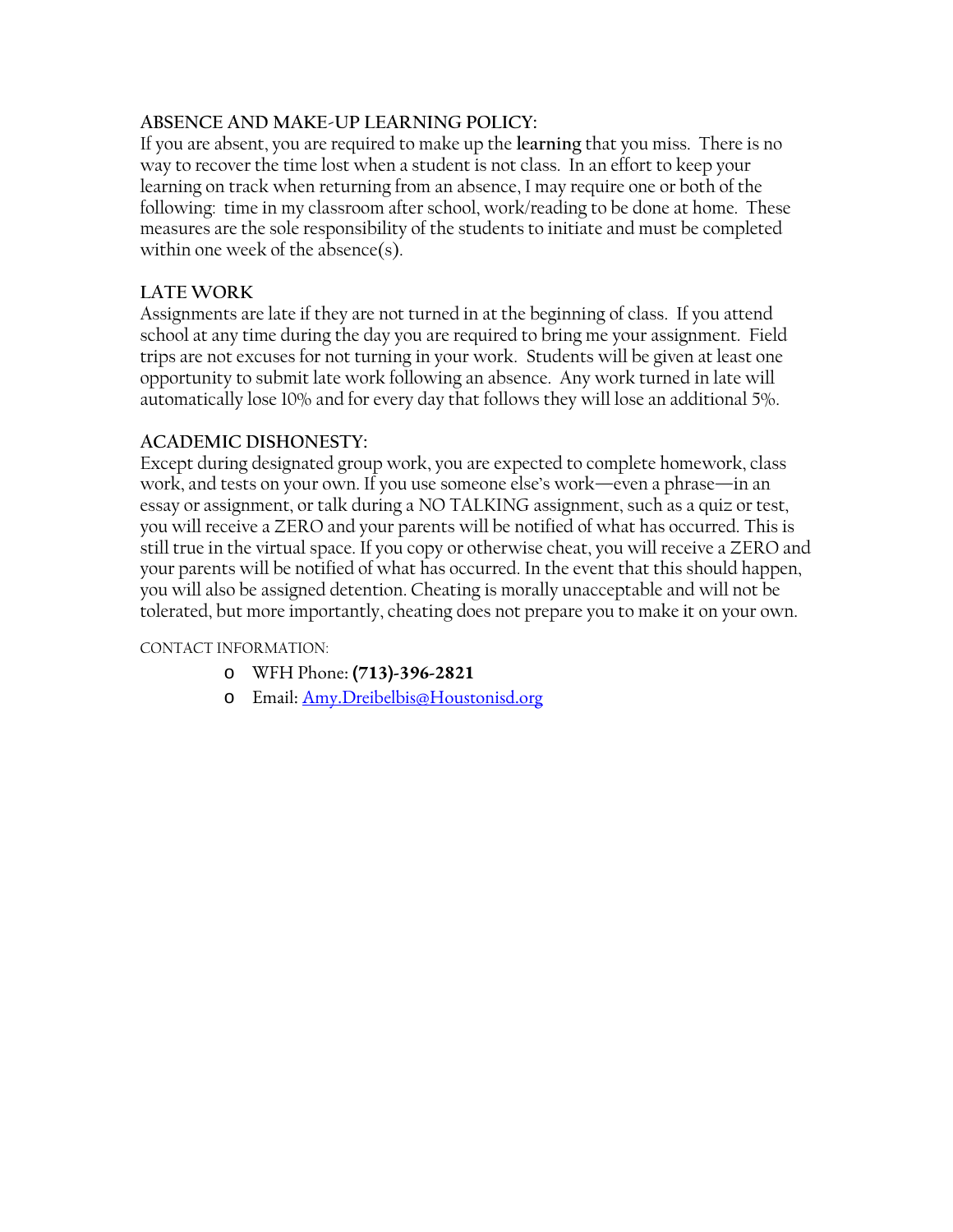**ABSENCE AND MAKE-UP LEARNING POLICY:**

If you are absent, you are required to make up the **learning** that you miss. There is no way to recover the time lost when a student is not class. In an effort to keep your learning on track when returning from an absence, I may require one or both of the following: time in my classroom after school, work/reading to be done at home. These measures are the sole responsibility of the students to initiate and must be completed within one week of the absence(s).

**LATE WORK**

Assignments are late if they are not turned in at the beginning of class. If you attend school at any time during the day you are required to bring me your assignment. Field trips are not excuses for not turning in your work. Students will be given at least one opportunity to submit late work following an absence. Any work turned in late will automatically lose 10% and for every day that follows they will lose an additional 5%.

**ACADEMIC DISHONESTY:**

Except during designated group work, you are expected to complete homework, class work, and tests on your own. If you use someone else's work—even a phrase—in an essay or assignment, or talk during a NO TALKING assignment, such as a quiz or test, you will receive a ZERO and your parents will be notified of what has occurred. This is still true in the virtual space. If you copy or otherwise cheat, you will receive a ZERO and your parents will be notified of what has occurred. In the event that this should happen, you will also be assigned detention. Cheating is morally unacceptable and will not be tolerated, but more importantly, cheating does not prepare you to make it on your own.

CONTACT INFORMATION:

- WFH Phone: **(713)-396-2821**
- Email: Amy.Dreibelbis@Houstonisd.org